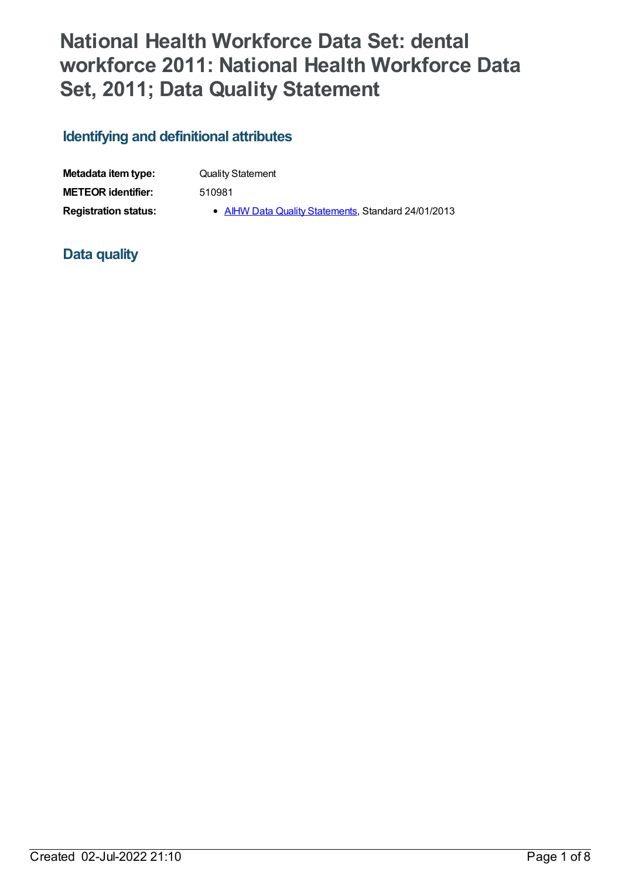# National Health Workforce Data Set: dental workforce 2011: National Health Workforce Data Set, 2011; Data Quality Statement

## Identifying and definitional attributes

| | |
|---|---|
| **Metadata item type:** | Quality Statement |
| **METEOR identifier:** | 510981 |
| **Registration status:** | • AIHW Data Quality Statements, Standard 24/01/2013 |

## Data quality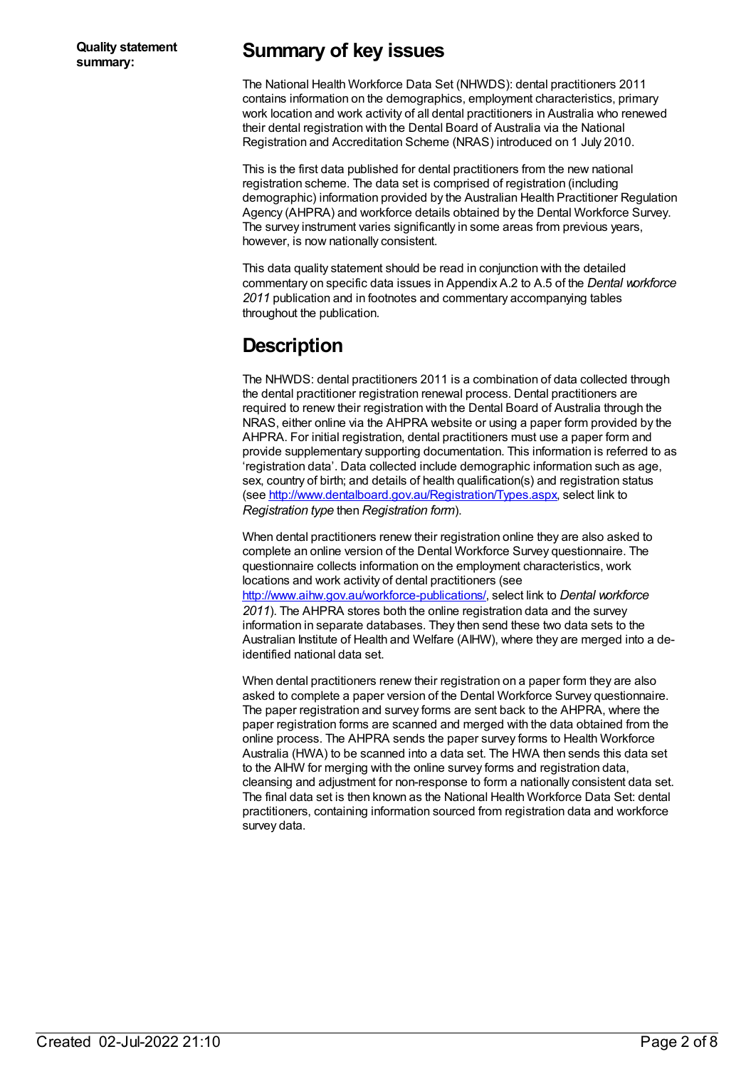**Quality statement summary:**

## Summary of key issues

The National Health Workforce Data Set (NHWDS): dental practitioners 2011 contains information on the demographics, employment characteristics, primary work location and work activity of all dental practitioners in Australia who renewed their dental registration with the Dental Board of Australia via the National Registration and Accreditation Scheme (NRAS) introduced on 1 July 2010.

This is the first data published for dental practitioners from the new national registration scheme. The data set is comprised of registration (including demographic) information provided by the Australian Health Practitioner Regulation Agency (AHPRA) and workforce details obtained by the Dental Workforce Survey. The survey instrument varies significantly in some areas from previous years, however, is now nationally consistent.

This data quality statement should be read in conjunction with the detailed commentary on specific data issues in Appendix A.2 to A.5 of the *Dental workforce 2011* publication and in footnotes and commentary accompanying tables throughout the publication.

## Description

The NHWDS: dental practitioners 2011 is a combination of data collected through the dental practitioner registration renewal process. Dental practitioners are required to renew their registration with the Dental Board of Australia through the NRAS, either online via the AHPRA website or using a paper form provided by the AHPRA. For initial registration, dental practitioners must use a paper form and provide supplementary supporting documentation. This information is referred to as 'registration data'. Data collected include demographic information such as age, sex, country of birth; and details of health qualification(s) and registration status (see http://www.dentalboard.gov.au/Registration/Types.aspx, select link to *Registration type* then *Registration form*).

When dental practitioners renew their registration online they are also asked to complete an online version of the Dental Workforce Survey questionnaire. The questionnaire collects information on the employment characteristics, work locations and work activity of dental practitioners (see http://www.aihw.gov.au/workforce-publications/, select link to *Dental workforce 2011*). The AHPRA stores both the online registration data and the survey information in separate databases. They then send these two data sets to the Australian Institute of Health and Welfare (AIHW), where they are merged into a de-identified national data set.

When dental practitioners renew their registration on a paper form they are also asked to complete a paper version of the Dental Workforce Survey questionnaire. The paper registration and survey forms are sent back to the AHPRA, where the paper registration forms are scanned and merged with the data obtained from the online process. The AHPRA sends the paper survey forms to Health Workforce Australia (HWA) to be scanned into a data set. The HWA then sends this data set to the AIHW for merging with the online survey forms and registration data, cleansing and adjustment for non-response to form a nationally consistent data set. The final data set is then known as the National Health Workforce Data Set: dental practitioners, containing information sourced from registration data and workforce survey data.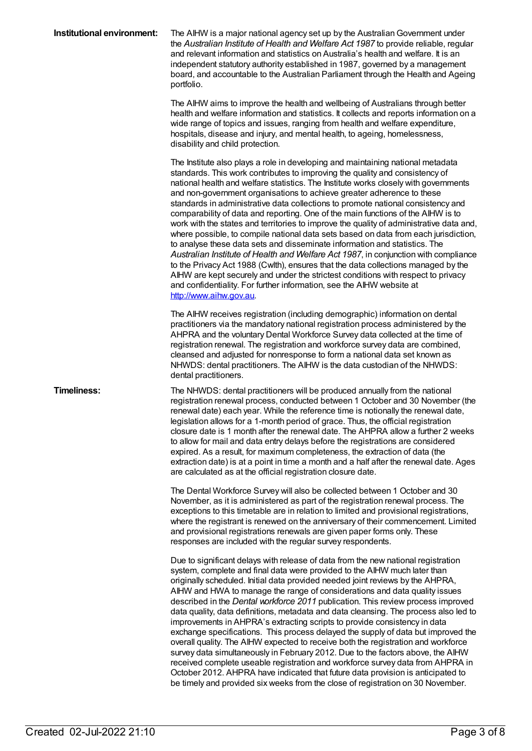**Institutional environment:**

The AIHW is a major national agency set up by the Australian Government under the *Australian Institute of Health and Welfare Act 1987* to provide reliable, regular and relevant information and statistics on Australia's health and welfare. It is an independent statutory authority established in 1987, governed by a management board, and accountable to the Australian Parliament through the Health and Ageing portfolio.

The AIHW aims to improve the health and wellbeing of Australians through better health and welfare information and statistics. It collects and reports information on a wide range of topics and issues, ranging from health and welfare expenditure, hospitals, disease and injury, and mental health, to ageing, homelessness, disability and child protection.

The Institute also plays a role in developing and maintaining national metadata standards. This work contributes to improving the quality and consistency of national health and welfare statistics. The Institute works closely with governments and non-government organisations to achieve greater adherence to these standards in administrative data collections to promote national consistency and comparability of data and reporting. One of the main functions of the AIHW is to work with the states and territories to improve the quality of administrative data and, where possible, to compile national data sets based on data from each jurisdiction, to analyse these data sets and disseminate information and statistics. The *Australian Institute of Health and Welfare Act 1987*, in conjunction with compliance to the Privacy Act 1988 (Cwlth), ensures that the data collections managed by the AIHW are kept securely and under the strictest conditions with respect to privacy and confidentiality. For further information, see the AIHW website at [http://www.aihw.gov.au](http://www.aihw.gov.au).

The AIHW receives registration (including demographic) information on dental practitioners via the mandatory national registration process administered by the AHPRA and the voluntary Dental Workforce Survey data collected at the time of registration renewal. The registration and workforce survey data are combined, cleansed and adjusted for nonresponse to form a national data set known as NHWDS: dental practitioners. The AIHW is the data custodian of the NHWDS: dental practitioners.

**Timeliness:**

The NHWDS: dental practitioners will be produced annually from the national registration renewal process, conducted between 1 October and 30 November (the renewal date) each year. While the reference time is notionally the renewal date, legislation allows for a 1-month period of grace. Thus, the official registration closure date is 1 month after the renewal date. The AHPRA allow a further 2 weeks to allow for mail and data entry delays before the registrations are considered expired. As a result, for maximum completeness, the extraction of data (the extraction date) is at a point in time a month and a half after the renewal date. Ages are calculated as at the official registration closure date.

The Dental Workforce Survey will also be collected between 1 October and 30 November, as it is administered as part of the registration renewal process. The exceptions to this timetable are in relation to limited and provisional registrations, where the registrant is renewed on the anniversary of their commencement. Limited and provisional registrations renewals are given paper forms only. These responses are included with the regular survey respondents.

Due to significant delays with release of data from the new national registration system, complete and final data were provided to the AIHW much later than originally scheduled. Initial data provided needed joint reviews by the AHPRA, AIHW and HWA to manage the range of considerations and data quality issues described in the *Dental workforce 2011* publication. This review process improved data quality, data definitions, metadata and data cleansing. The process also led to improvements in AHPRA's extracting scripts to provide consistency in data exchange specifications. This process delayed the supply of data but improved the overall quality. The AIHW expected to receive both the registration and workforce survey data simultaneously in February 2012. Due to the factors above, the AIHW received complete useable registration and workforce survey data from AHPRA in October 2012. AHPRA have indicated that future data provision is anticipated to be timely and provided six weeks from the close of registration on 30 November.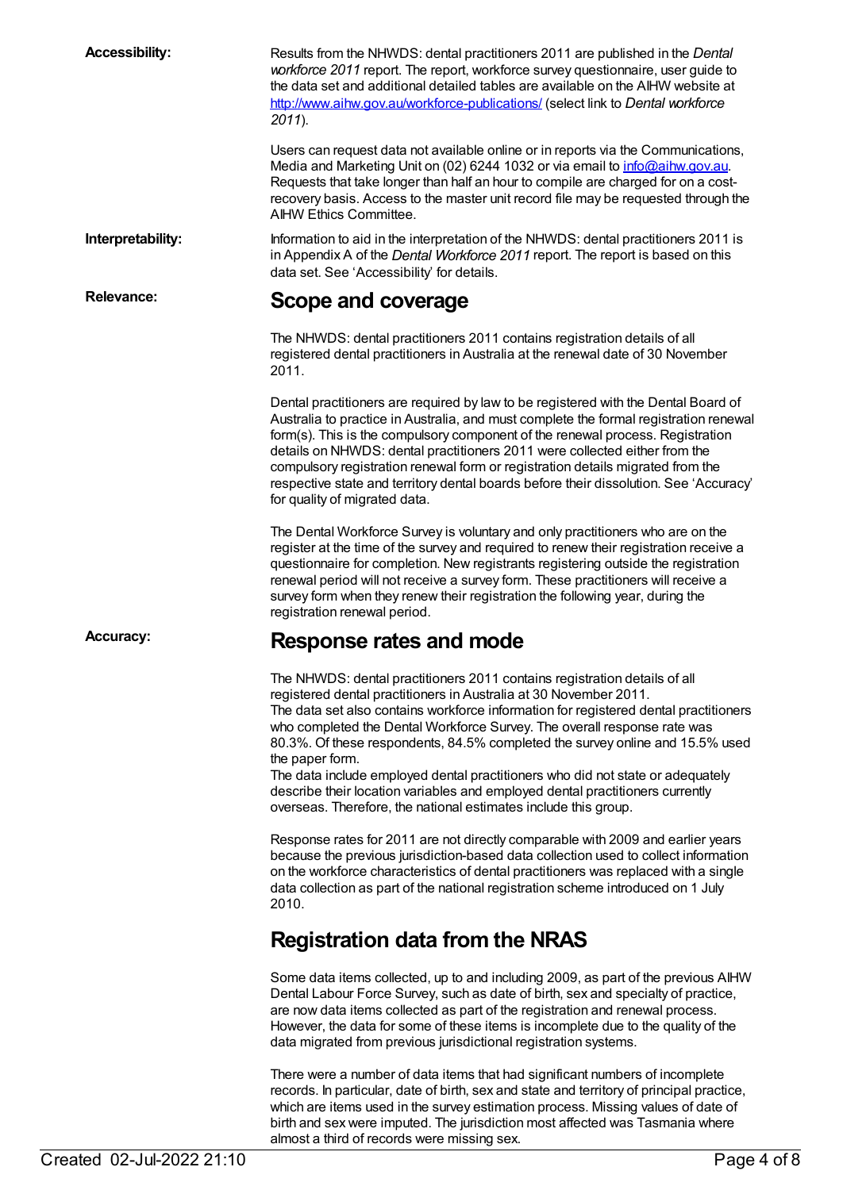**Accessibility:**

Results from the NHWDS: dental practitioners 2011 are published in the *Dental workforce 2011* report. The report, workforce survey questionnaire, user guide to the data set and additional detailed tables are available on the AIHW website at http://www.aihw.gov.au/workforce-publications/ (select link to *Dental workforce 2011*).

Users can request data not available online or in reports via the Communications, Media and Marketing Unit on (02) 6244 1032 or via email to info@aihw.gov.au. Requests that take longer than half an hour to compile are charged for on a cost-recovery basis. Access to the master unit record file may be requested through the AIHW Ethics Committee.

**Interpretability:**

Information to aid in the interpretation of the NHWDS: dental practitioners 2011 is in Appendix A of the *Dental Workforce 2011* report. The report is based on this data set. See 'Accessibility' for details.

**Relevance:**

## Scope and coverage

The NHWDS: dental practitioners 2011 contains registration details of all registered dental practitioners in Australia at the renewal date of 30 November 2011.

Dental practitioners are required by law to be registered with the Dental Board of Australia to practice in Australia, and must complete the formal registration renewal form(s). This is the compulsory component of the renewal process. Registration details on NHWDS: dental practitioners 2011 were collected either from the compulsory registration renewal form or registration details migrated from the respective state and territory dental boards before their dissolution. See 'Accuracy' for quality of migrated data.

The Dental Workforce Survey is voluntary and only practitioners who are on the register at the time of the survey and required to renew their registration receive a questionnaire for completion. New registrants registering outside the registration renewal period will not receive a survey form. These practitioners will receive a survey form when they renew their registration the following year, during the registration renewal period.

**Accuracy:**

## Response rates and mode

The NHWDS: dental practitioners 2011 contains registration details of all registered dental practitioners in Australia at 30 November 2011.
The data set also contains workforce information for registered dental practitioners who completed the Dental Workforce Survey. The overall response rate was 80.3%. Of these respondents, 84.5% completed the survey online and 15.5% used the paper form.
The data include employed dental practitioners who did not state or adequately describe their location variables and employed dental practitioners currently overseas. Therefore, the national estimates include this group.

Response rates for 2011 are not directly comparable with 2009 and earlier years because the previous jurisdiction-based data collection used to collect information on the workforce characteristics of dental practitioners was replaced with a single data collection as part of the national registration scheme introduced on 1 July 2010.

## Registration data from the NRAS

Some data items collected, up to and including 2009, as part of the previous AIHW Dental Labour Force Survey, such as date of birth, sex and specialty of practice, are now data items collected as part of the registration and renewal process. However, the data for some of these items is incomplete due to the quality of the data migrated from previous jurisdictional registration systems.

There were a number of data items that had significant numbers of incomplete records. In particular, date of birth, sex and state and territory of principal practice, which are items used in the survey estimation process. Missing values of date of birth and sex were imputed. The jurisdiction most affected was Tasmania where almost a third of records were missing sex.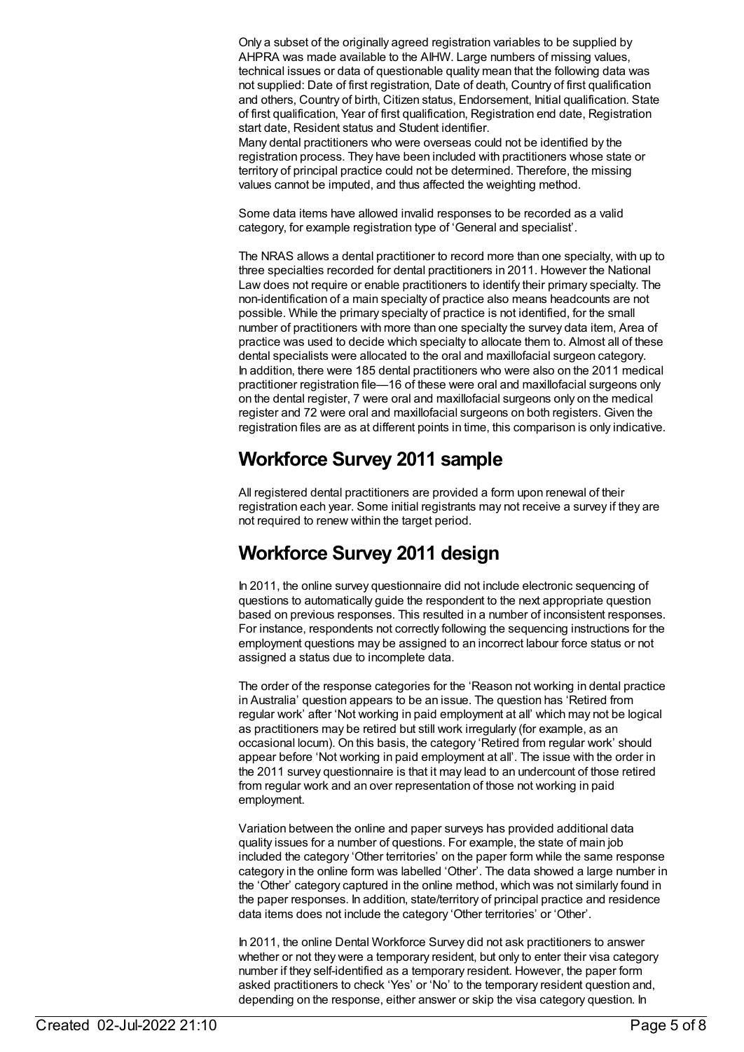Only a subset of the originally agreed registration variables to be supplied by AHPRA was made available to the AIHW. Large numbers of missing values, technical issues or data of questionable quality mean that the following data was not supplied: Date of first registration, Date of death, Country of first qualification and others, Country of birth, Citizen status, Endorsement, Initial qualification. State of first qualification, Year of first qualification, Registration end date, Registration start date, Resident status and Student identifier.

Many dental practitioners who were overseas could not be identified by the registration process. They have been included with practitioners whose state or territory of principal practice could not be determined. Therefore, the missing values cannot be imputed, and thus affected the weighting method.

Some data items have allowed invalid responses to be recorded as a valid category, for example registration type of 'General and specialist'.

The NRAS allows a dental practitioner to record more than one specialty, with up to three specialties recorded for dental practitioners in 2011. However the National Law does not require or enable practitioners to identify their primary specialty. The non-identification of a main specialty of practice also means headcounts are not possible. While the primary specialty of practice is not identified, for the small number of practitioners with more than one specialty the survey data item, Area of practice was used to decide which specialty to allocate them to. Almost all of these dental specialists were allocated to the oral and maxillofacial surgeon category.

In addition, there were 185 dental practitioners who were also on the 2011 medical practitioner registration file—16 of these were oral and maxillofacial surgeons only on the dental register, 7 were oral and maxillofacial surgeons only on the medical register and 72 were oral and maxillofacial surgeons on both registers. Given the registration files are as at different points in time, this comparison is only indicative.

## Workforce Survey 2011 sample

All registered dental practitioners are provided a form upon renewal of their registration each year. Some initial registrants may not receive a survey if they are not required to renew within the target period.

## Workforce Survey 2011 design

In 2011, the online survey questionnaire did not include electronic sequencing of questions to automatically guide the respondent to the next appropriate question based on previous responses. This resulted in a number of inconsistent responses. For instance, respondents not correctly following the sequencing instructions for the employment questions may be assigned to an incorrect labour force status or not assigned a status due to incomplete data.

The order of the response categories for the 'Reason not working in dental practice in Australia' question appears to be an issue. The question has 'Retired from regular work' after 'Not working in paid employment at all' which may not be logical as practitioners may be retired but still work irregularly (for example, as an occasional locum). On this basis, the category 'Retired from regular work' should appear before 'Not working in paid employment at all'. The issue with the order in the 2011 survey questionnaire is that it may lead to an undercount of those retired from regular work and an over representation of those not working in paid employment.

Variation between the online and paper surveys has provided additional data quality issues for a number of questions. For example, the state of main job included the category 'Other territories' on the paper form while the same response category in the online form was labelled 'Other'. The data showed a large number in the 'Other' category captured in the online method, which was not similarly found in the paper responses. In addition, state/territory of principal practice and residence data items does not include the category 'Other territories' or 'Other'.

In 2011, the online Dental Workforce Survey did not ask practitioners to answer whether or not they were a temporary resident, but only to enter their visa category number if they self-identified as a temporary resident. However, the paper form asked practitioners to check 'Yes' or 'No' to the temporary resident question and, depending on the response, either answer or skip the visa category question. In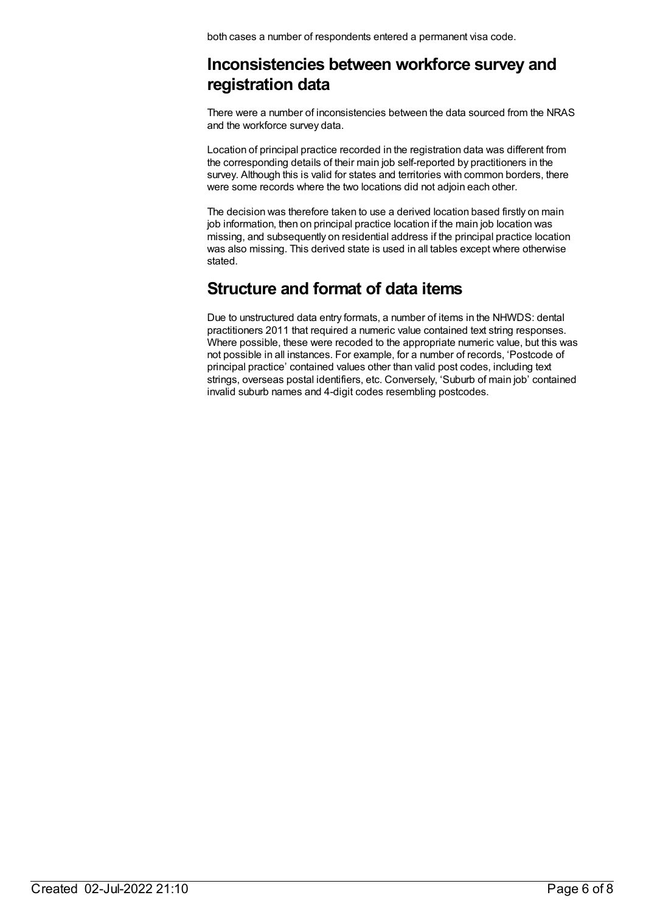both cases a number of respondents entered a permanent visa code.

## Inconsistencies between workforce survey and registration data

There were a number of inconsistencies between the data sourced from the NRAS and the workforce survey data.

Location of principal practice recorded in the registration data was different from the corresponding details of their main job self-reported by practitioners in the survey. Although this is valid for states and territories with common borders, there were some records where the two locations did not adjoin each other.

The decision was therefore taken to use a derived location based firstly on main job information, then on principal practice location if the main job location was missing, and subsequently on residential address if the principal practice location was also missing. This derived state is used in all tables except where otherwise stated.

## Structure and format of data items

Due to unstructured data entry formats, a number of items in the NHWDS: dental practitioners 2011 that required a numeric value contained text string responses. Where possible, these were recoded to the appropriate numeric value, but this was not possible in all instances. For example, for a number of records, 'Postcode of principal practice' contained values other than valid post codes, including text strings, overseas postal identifiers, etc. Conversely, 'Suburb of main job' contained invalid suburb names and 4-digit codes resembling postcodes.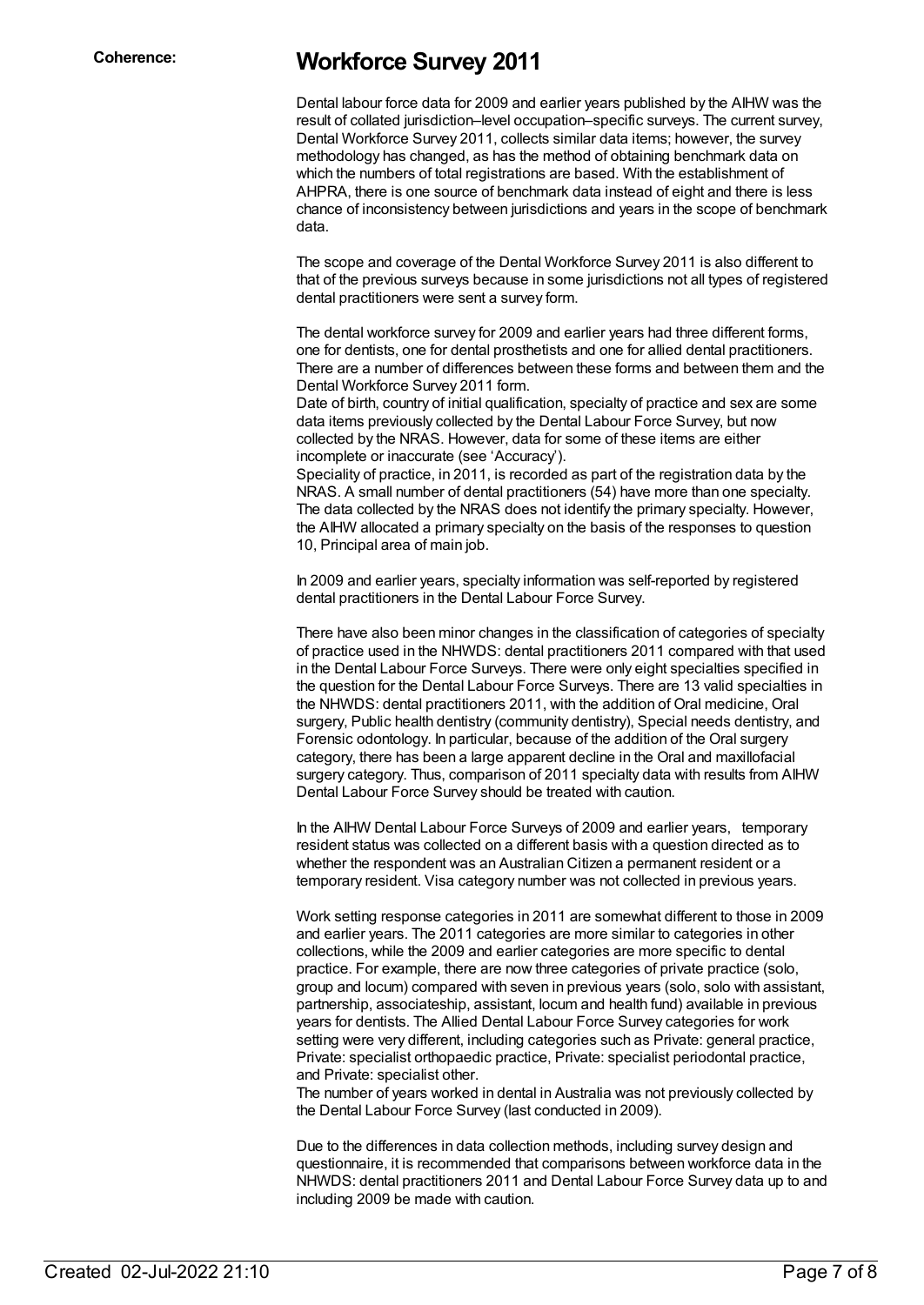**Coherence:**

## Workforce Survey 2011

Dental labour force data for 2009 and earlier years published by the AIHW was the result of collated jurisdiction–level occupation–specific surveys. The current survey, Dental Workforce Survey 2011, collects similar data items; however, the survey methodology has changed, as has the method of obtaining benchmark data on which the numbers of total registrations are based. With the establishment of AHPRA, there is one source of benchmark data instead of eight and there is less chance of inconsistency between jurisdictions and years in the scope of benchmark data.

The scope and coverage of the Dental Workforce Survey 2011 is also different to that of the previous surveys because in some jurisdictions not all types of registered dental practitioners were sent a survey form.

The dental workforce survey for 2009 and earlier years had three different forms, one for dentists, one for dental prosthetists and one for allied dental practitioners. There are a number of differences between these forms and between them and the Dental Workforce Survey 2011 form.

Date of birth, country of initial qualification, specialty of practice and sex are some data items previously collected by the Dental Labour Force Survey, but now collected by the NRAS. However, data for some of these items are either incomplete or inaccurate (see 'Accuracy').

Speciality of practice, in 2011, is recorded as part of the registration data by the NRAS. A small number of dental practitioners (54) have more than one specialty. The data collected by the NRAS does not identify the primary specialty. However, the AIHW allocated a primary specialty on the basis of the responses to question 10, Principal area of main job.

In 2009 and earlier years, specialty information was self-reported by registered dental practitioners in the Dental Labour Force Survey.

There have also been minor changes in the classification of categories of specialty of practice used in the NHWDS: dental practitioners 2011 compared with that used in the Dental Labour Force Surveys. There were only eight specialties specified in the question for the Dental Labour Force Surveys. There are 13 valid specialties in the NHWDS: dental practitioners 2011, with the addition of Oral medicine, Oral surgery, Public health dentistry (community dentistry), Special needs dentistry, and Forensic odontology. In particular, because of the addition of the Oral surgery category, there has been a large apparent decline in the Oral and maxillofacial surgery category. Thus, comparison of 2011 specialty data with results from AIHW Dental Labour Force Survey should be treated with caution.

In the AIHW Dental Labour Force Surveys of 2009 and earlier years, temporary resident status was collected on a different basis with a question directed as to whether the respondent was an Australian Citizen a permanent resident or a temporary resident. Visa category number was not collected in previous years.

Work setting response categories in 2011 are somewhat different to those in 2009 and earlier years. The 2011 categories are more similar to categories in other collections, while the 2009 and earlier categories are more specific to dental practice. For example, there are now three categories of private practice (solo, group and locum) compared with seven in previous years (solo, solo with assistant, partnership, associateship, assistant, locum and health fund) available in previous years for dentists. The Allied Dental Labour Force Survey categories for work setting were very different, including categories such as Private: general practice, Private: specialist orthopaedic practice, Private: specialist periodontal practice, and Private: specialist other.

The number of years worked in dental in Australia was not previously collected by the Dental Labour Force Survey (last conducted in 2009).

Due to the differences in data collection methods, including survey design and questionnaire, it is recommended that comparisons between workforce data in the NHWDS: dental practitioners 2011 and Dental Labour Force Survey data up to and including 2009 be made with caution.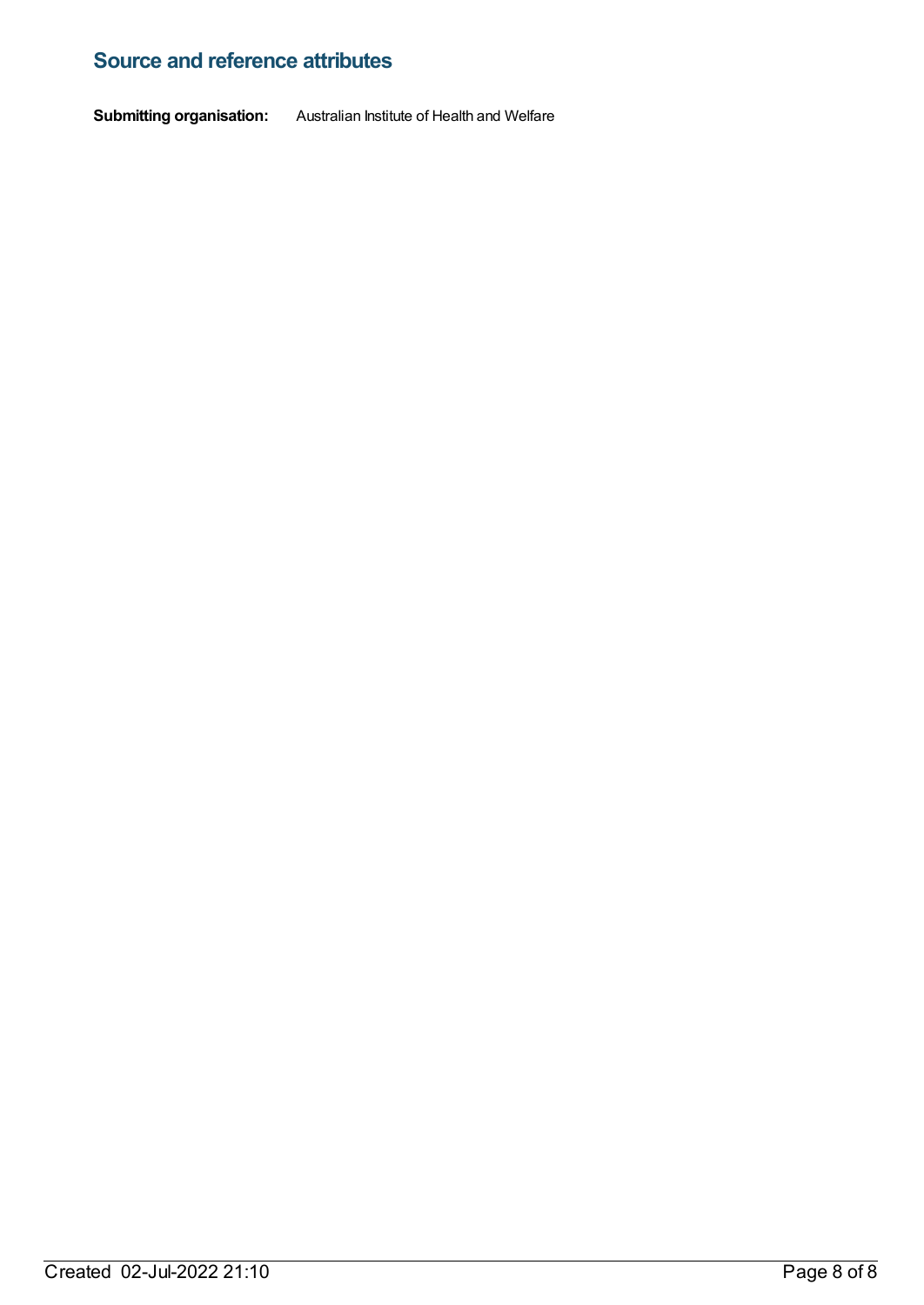## Source and reference attributes

**Submitting organisation:** Australian Institute of Health and Welfare